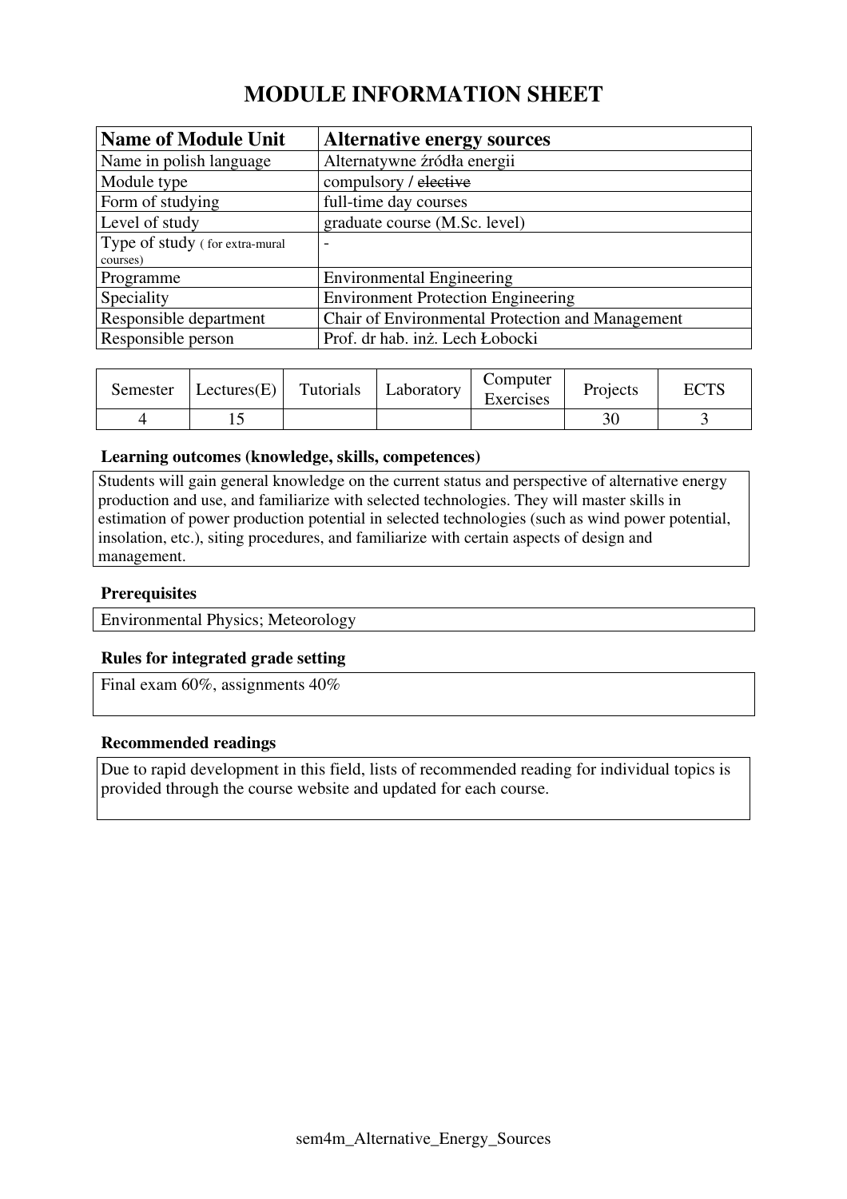# MODULE INFORMATION SHEET

| **Name of Module Unit** | **Alternative energy sources** |
|---|---|
| Name in polish language | Alternatywne źródła energii |
| Module type | compulsory / ~~elective~~ |
| Form of studying | full-time day courses |
| Level of study | graduate course (M.Sc. level) |
| Type of study ( for extra-mural courses) | - |
| Programme | Environmental Engineering |
| Speciality | Environment Protection Engineering |
| Responsible department | Chair of Environmental Protection and Management |
| Responsible person | Prof. dr hab. inż. Lech Łobocki |

| Semester | Lectures(E) | Tutorials | Laboratory | Computer Exercises | Projects | ECTS |
|---|---|---|---|---|---|---|
| 4 | 15 | | | | 30 | 3 |

### Learning outcomes (knowledge, skills, competences)

Students will gain general knowledge on the current status and perspective of alternative energy production and use, and familiarize with selected technologies. They will master skills in estimation of power production potential in selected technologies (such as wind power potential, insolation, etc.), siting procedures, and familiarize with certain aspects of design and management.

### Prerequisites

Environmental Physics; Meteorology

### Rules for integrated grade setting

Final exam 60%, assignments 40%

### Recommended readings

Due to rapid development in this field, lists of recommended reading for individual topics is provided through the course website and updated for each course.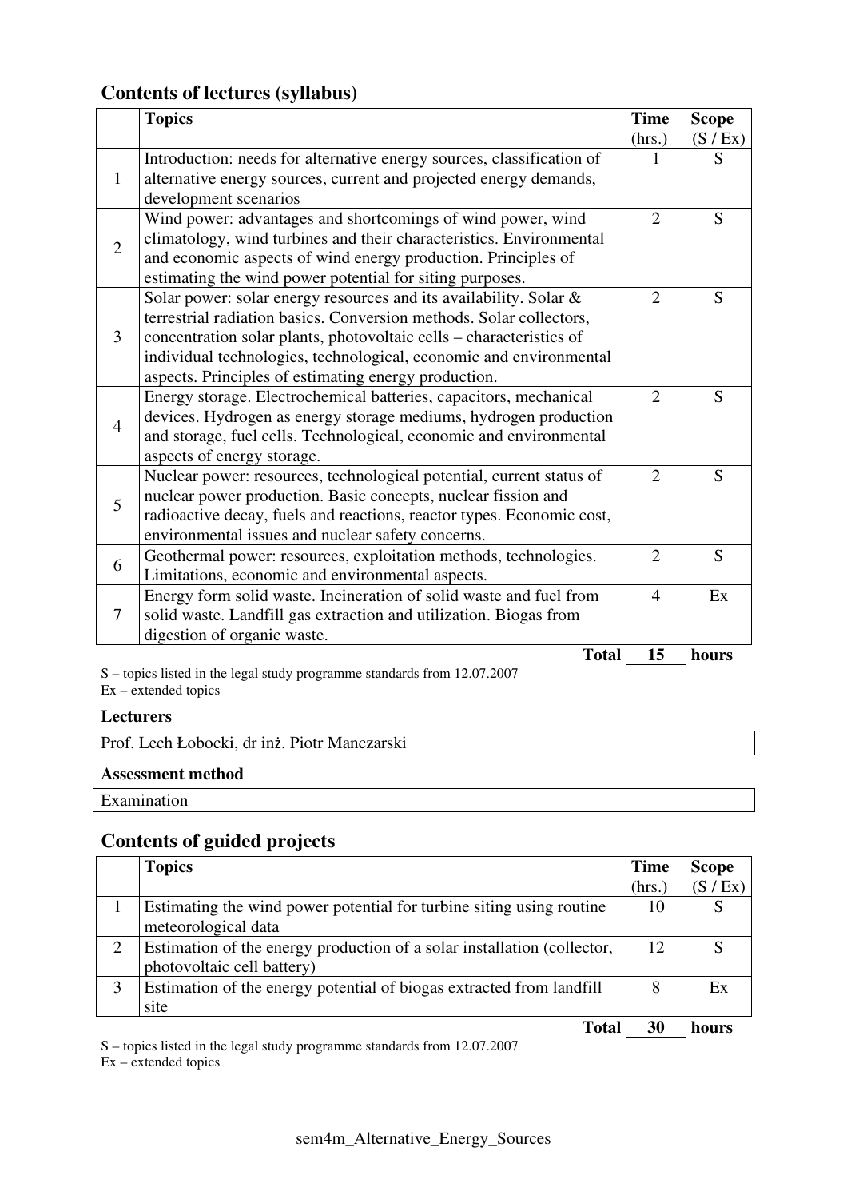## Contents of lectures (syllabus)

| | Topics | Time (hrs.) | Scope (S / Ex) |
|---|---|---|---|
| 1 | Introduction: needs for alternative energy sources, classification of alternative energy sources, current and projected energy demands, development scenarios | 1 | S |
| 2 | Wind power: advantages and shortcomings of wind power, wind climatology, wind turbines and their characteristics. Environmental and economic aspects of wind energy production. Principles of estimating the wind power potential for siting purposes. | 2 | S |
| 3 | Solar power: solar energy resources and its availability. Solar & terrestrial radiation basics. Conversion methods. Solar collectors, concentration solar plants, photovoltaic cells – characteristics of individual technologies, technological, economic and environmental aspects. Principles of estimating energy production. | 2 | S |
| 4 | Energy storage. Electrochemical batteries, capacitors, mechanical devices. Hydrogen as energy storage mediums, hydrogen production and storage, fuel cells. Technological, economic and environmental aspects of energy storage. | 2 | S |
| 5 | Nuclear power: resources, technological potential, current status of nuclear power production. Basic concepts, nuclear fission and radioactive decay, fuels and reactions, reactor types. Economic cost, environmental issues and nuclear safety concerns. | 2 | S |
| 6 | Geothermal power: resources, exploitation methods, technologies. Limitations, economic and environmental aspects. | 2 | S |
| 7 | Energy form solid waste. Incineration of solid waste and fuel from solid waste. Landfill gas extraction and utilization. Biogas from digestion of organic waste. | 4 | Ex |
| | **Total** | **15** | **hours** |

S – topics listed in the legal study programme standards from 12.07.2007
Ex – extended topics

**Lecturers**

Prof. Lech Łobocki, dr inż. Piotr Manczarski

**Assessment method**

Examination

## Contents of guided projects

| | Topics | Time (hrs.) | Scope (S / Ex) |
|---|---|---|---|
| 1 | Estimating the wind power potential for turbine siting using routine meteorological data | 10 | S |
| 2 | Estimation of the energy production of a solar installation (collector, photovoltaic cell battery) | 12 | S |
| 3 | Estimation of the energy potential of biogas extracted from landfill site | 8 | Ex |
| | **Total** | **30** | **hours** |

S – topics listed in the legal study programme standards from 12.07.2007
Ex – extended topics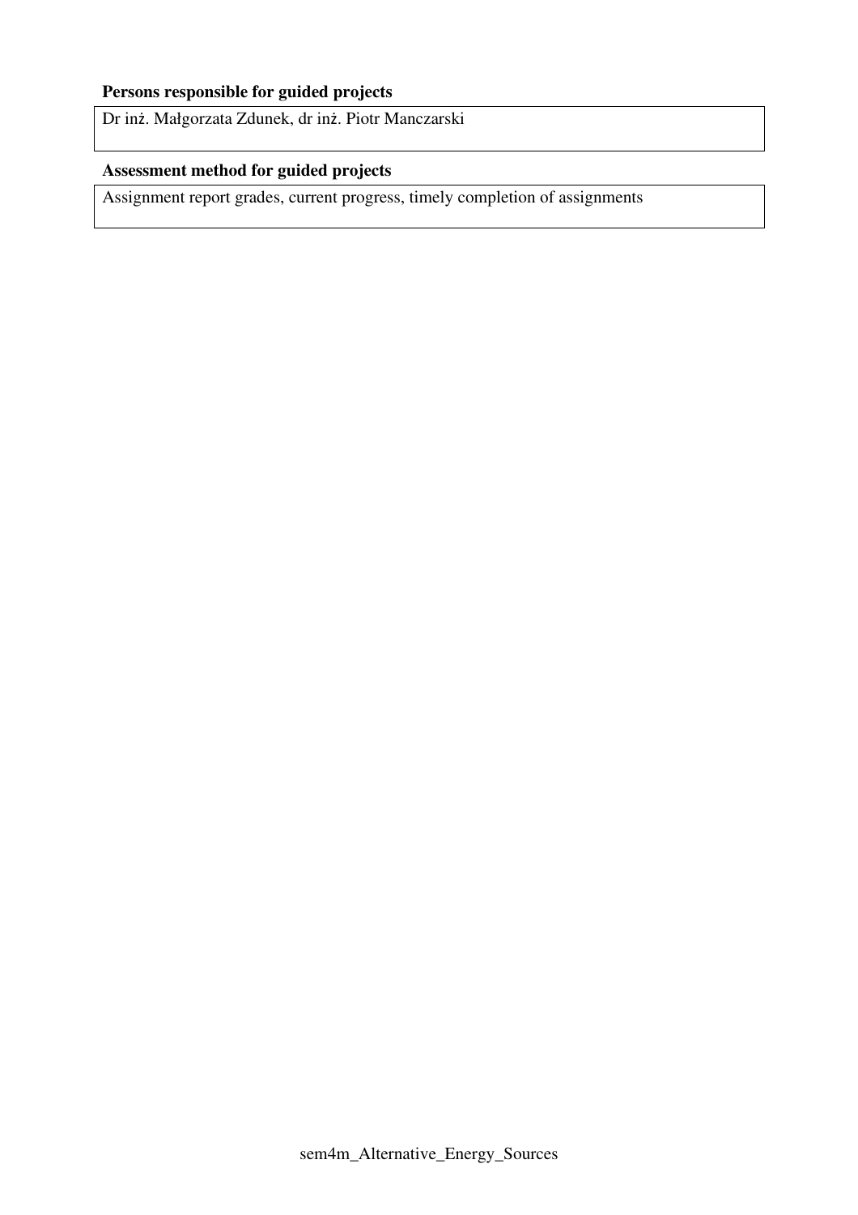**Persons responsible for guided projects**

Dr inż. Małgorzata Zdunek, dr inż. Piotr Manczarski

**Assessment method for guided projects**

Assignment report grades, current progress, timely completion of assignments